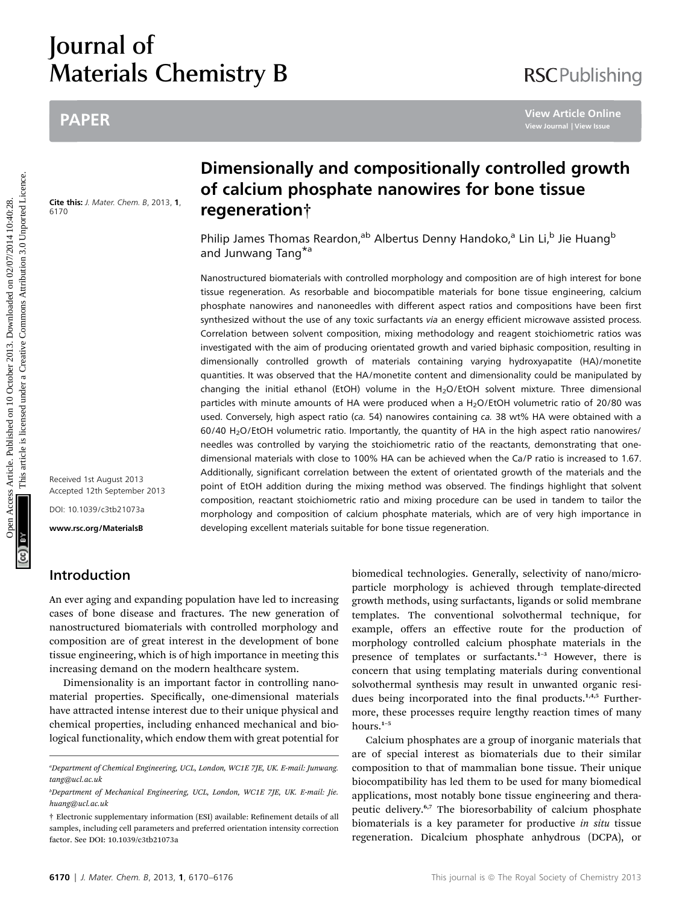# Journal of Materials Chemistry B

PAPER

Cite this: *J. Mater. Chem. B*, 2013, **1**, 6170

# Dimensionally and compositionally controlled growth of calcium phosphate nanowires for bone tissue regeneration†

Philip James Thomas Reardon,[ab] Albertus Denny Handoko,[a] Lin Li,[b] Jie Huang[b] and Junwang Tang*[a]

Received 1st August 2013
Accepted 12th September 2013

DOI: 10.1039/c3tb21073a

www.rsc.org/MaterialsB

Nanostructured biomaterials with controlled morphology and composition are of high interest for bone tissue regeneration. As resorbable and biocompatible materials for bone tissue engineering, calcium phosphate nanowires and nanoneedles with different aspect ratios and compositions have been first synthesized without the use of any toxic surfactants *via* an energy efficient microwave assisted process. Correlation between solvent composition, mixing methodology and reagent stoichiometric ratios was investigated with the aim of producing orientated growth and varied biphasic composition, resulting in dimensionally controlled growth of materials containing varying hydroxyapatite (HA)/monetite quantities. It was observed that the HA/monetite content and dimensionality could be manipulated by changing the initial ethanol (EtOH) volume in the $H_2O$/EtOH solvent mixture. Three dimensional particles with minute amounts of HA were produced when a $H_2O$/EtOH volumetric ratio of 20/80 was used. Conversely, high aspect ratio (*ca.* 54) nanowires containing *ca.* 38 wt% HA were obtained with a 60/40 $H_2O$/EtOH volumetric ratio. Importantly, the quantity of HA in the high aspect ratio nanowires/needles was controlled by varying the stoichiometric ratio of the reactants, demonstrating that one-dimensional materials with close to 100% HA can be achieved when the Ca/P ratio is increased to 1.67. Additionally, significant correlation between the extent of orientated growth of the materials and the point of EtOH addition during the mixing method was observed. The findings highlight that solvent composition, reactant stoichiometric ratio and mixing procedure can be used in tandem to tailor the morphology and composition of calcium phosphate materials, which are of very high importance in developing excellent materials suitable for bone tissue regeneration.

## Introduction

An ever aging and expanding population have led to increasing cases of bone disease and fractures. The new generation of nanostructured biomaterials with controlled morphology and composition are of great interest in the development of bone tissue engineering, which is of high importance in meeting this increasing demand on the modern healthcare system.

Dimensionality is an important factor in controlling nanomaterial properties. Specifically, one-dimensional materials have attracted intense interest due to their unique physical and chemical properties, including enhanced mechanical and biological functionality, which endow them with great potential for biomedical technologies. Generally, selectivity of nano/microparticle morphology is achieved through template-directed growth methods, using surfactants, ligands or solid membrane templates. The conventional solvothermal technique, for example, offers an effective route for the production of morphology controlled calcium phosphate materials in the presence of templates or surfactants.[1–3] However, there is concern that using templating materials during conventional solvothermal synthesis may result in unwanted organic residues being incorporated into the final products.[1,4,5] Furthermore, these processes require lengthy reaction times of many hours.[1–5]

Calcium phosphates are a group of inorganic materials that are of special interest as biomaterials due to their similar composition to that of mammalian bone tissue. Their unique biocompatibility has led them to be used for many biomedical applications, most notably bone tissue engineering and therapeutic delivery.[6,7] The bioresorbability of calcium phosphate biomaterials is a key parameter for productive *in situ* tissue regeneration. Dicalcium phosphate anhydrous (DCPA), or

[a] Department of Chemical Engineering, UCL, London, WC1E 7JE, UK. E-mail: Junwang.tang@ucl.ac.uk

[b] Department of Mechanical Engineering, UCL, London, WC1E 7JE, UK. E-mail: Jie.huang@ucl.ac.uk

† Electronic supplementary information (ESI) available: Refinement details of all samples, including cell parameters and preferred orientation intensity correction factor. See DOI: 10.1039/c3tb21073a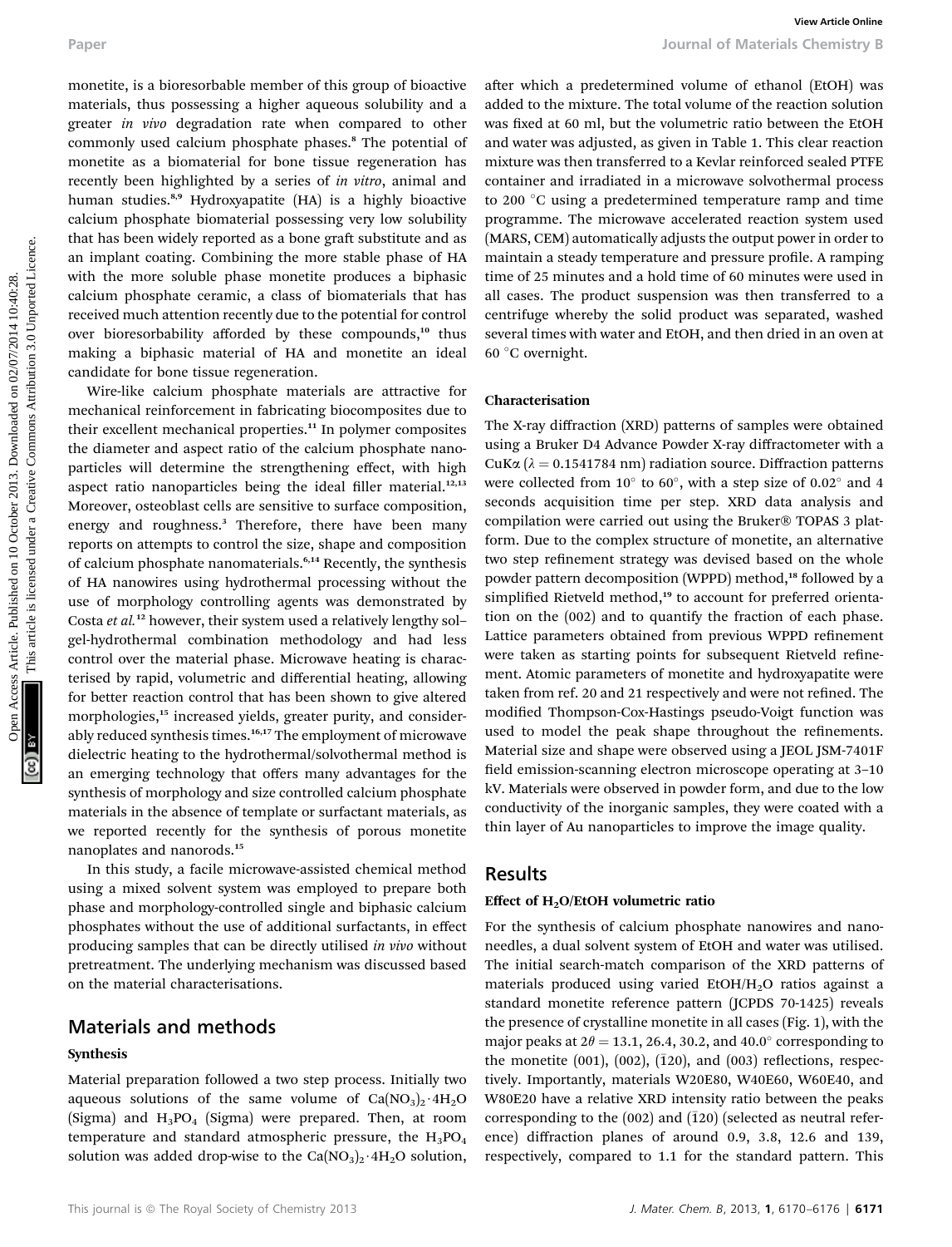monetite, is a bioresorbable member of this group of bioactive materials, thus possessing a higher aqueous solubility and a greater *in vivo* degradation rate when compared to other commonly used calcium phosphate phases.[8] The potential of monetite as a biomaterial for bone tissue regeneration has recently been highlighted by a series of *in vitro*, animal and human studies.[8,9] Hydroxyapatite (HA) is a highly bioactive calcium phosphate biomaterial possessing very low solubility that has been widely reported as a bone graft substitute and as an implant coating. Combining the more stable phase of HA with the more soluble phase monetite produces a biphasic calcium phosphate ceramic, a class of biomaterials that has received much attention recently due to the potential for control over bioresorbability afforded by these compounds,[10] thus making a biphasic material of HA and monetite an ideal candidate for bone tissue regeneration.

Wire-like calcium phosphate materials are attractive for mechanical reinforcement in fabricating biocomposites due to their excellent mechanical properties.[11] In polymer composites the diameter and aspect ratio of the calcium phosphate nanoparticles will determine the strengthening effect, with high aspect ratio nanoparticles being the ideal filler material.[12,13] Moreover, osteoblast cells are sensitive to surface composition, energy and roughness.[3] Therefore, there have been many reports on attempts to control the size, shape and composition of calcium phosphate nanomaterials.[6,14] Recently, the synthesis of HA nanowires using hydrothermal processing without the use of morphology controlling agents was demonstrated by Costa *et al.*[12] however, their system used a relatively lengthy sol–gel-hydrothermal combination methodology and had less control over the material phase. Microwave heating is characterised by rapid, volumetric and differential heating, allowing for better reaction control that has been shown to give altered morphologies,[15] increased yields, greater purity, and considerably reduced synthesis times.[16,17] The employment of microwave dielectric heating to the hydrothermal/solvothermal method is an emerging technology that offers many advantages for the synthesis of morphology and size controlled calcium phosphate materials in the absence of template or surfactant materials, as we reported recently for the synthesis of porous monetite nanoplates and nanorods.[15]

In this study, a facile microwave-assisted chemical method using a mixed solvent system was employed to prepare both phase and morphology-controlled single and biphasic calcium phosphates without the use of additional surfactants, in effect producing samples that can be directly utilised *in vivo* without pretreatment. The underlying mechanism was discussed based on the material characterisations.

## Materials and methods

### Synthesis

Material preparation followed a two step process. Initially two aqueous solutions of the same volume of $Ca(NO_3)_2 \cdot 4H_2O$ (Sigma) and $H_3PO_4$ (Sigma) were prepared. Then, at room temperature and standard atmospheric pressure, the $H_3PO_4$ solution was added drop-wise to the $Ca(NO_3)_2 \cdot 4H_2O$ solution, after which a predetermined volume of ethanol (EtOH) was added to the mixture. The total volume of the reaction solution was fixed at 60 ml, but the volumetric ratio between the EtOH and water was adjusted, as given in Table 1. This clear reaction mixture was then transferred to a Kevlar reinforced sealed PTFE container and irradiated in a microwave solvothermal process to 200 °C using a predetermined temperature ramp and time programme. The microwave accelerated reaction system used (MARS, CEM) automatically adjusts the output power in order to maintain a steady temperature and pressure profile. A ramping time of 25 minutes and a hold time of 60 minutes were used in all cases. The product suspension was then transferred to a centrifuge whereby the solid product was separated, washed several times with water and EtOH, and then dried in an oven at 60 °C overnight.

### Characterisation

The X-ray diffraction (XRD) patterns of samples were obtained using a Bruker D4 Advance Powder X-ray diffractometer with a CuKα ($\lambda = 0.1541784$ nm) radiation source. Diffraction patterns were collected from 10° to 60°, with a step size of 0.02° and 4 seconds acquisition time per step. XRD data analysis and compilation were carried out using the Bruker® TOPAS 3 platform. Due to the complex structure of monetite, an alternative two step refinement strategy was devised based on the whole powder pattern decomposition (WPPD) method,[18] followed by a simplified Rietveld method,[19] to account for preferred orientation on the (002) and to quantify the fraction of each phase. Lattice parameters obtained from previous WPPD refinement were taken as starting points for subsequent Rietveld refinement. Atomic parameters of monetite and hydroxyapatite were taken from ref. 20 and 21 respectively and were not refined. The modified Thompson-Cox-Hastings pseudo-Voigt function was used to model the peak shape throughout the refinements. Material size and shape were observed using a JEOL JSM-7401F field emission-scanning electron microscope operating at 3–10 kV. Materials were observed in powder form, and due to the low conductivity of the inorganic samples, they were coated with a thin layer of Au nanoparticles to improve the image quality.

## Results

### Effect of $H_2O$/EtOH volumetric ratio

For the synthesis of calcium phosphate nanowires and nanoneedles, a dual solvent system of EtOH and water was utilised. The initial search-match comparison of the XRD patterns of materials produced using varied EtOH/$H_2O$ ratios against a standard monetite reference pattern (JCPDS 70-1425) reveals the presence of crystalline monetite in all cases (Fig. 1), with the major peaks at $2\theta = 13.1$, 26.4, 30.2, and 40.0° corresponding to the monetite (001), (002), ($\bar{1}20$), and (003) reflections, respectively. Importantly, materials W20E80, W40E60, W60E40, and W80E20 have a relative XRD intensity ratio between the peaks corresponding to the (002) and ($\bar{1}20$) (selected as neutral reference) diffraction planes of around 0.9, 3.8, 12.6 and 139, respectively, compared to 1.1 for the standard pattern. This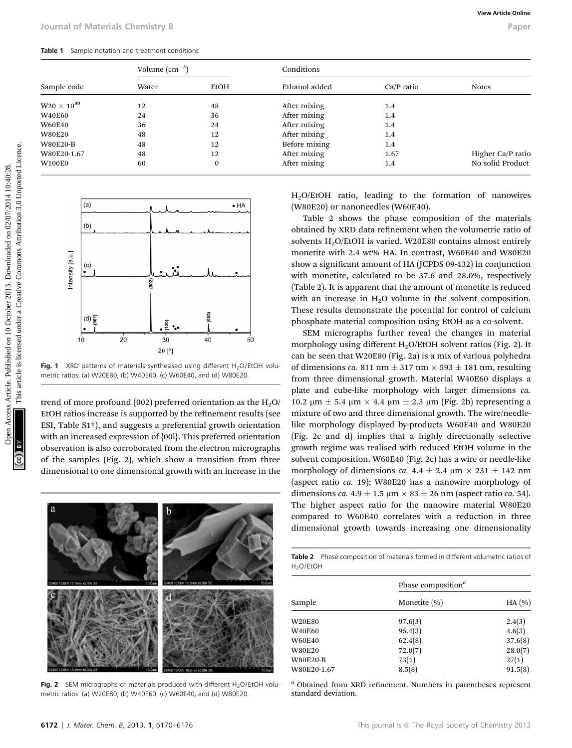**Table 1** Sample notation and treatment conditions

| | Volume ($cm^{-3}$) | | Conditions | | |
|---|---|---|---|---|---|
| Sample code | Water | EtOH | Ethanol added | Ca/P ratio | Notes |
| W20 × 10[80] | 12 | 48 | After mixing | 1.4 | |
| W40E60 | 24 | 36 | After mixing | 1.4 | |
| W60E40 | 36 | 24 | After mixing | 1.4 | |
| W80E20 | 48 | 12 | After mixing | 1.4 | |
| W80E20-B | 48 | 12 | Before mixing | 1.4 | |
| W80E20-1.67 | 48 | 12 | After mixing | 1.67 | Higher Ca/P ratio |
| W100E0 | 60 | 0 | After mixing | 1.4 | No solid Product |

**Fig. 1** XRD patterns of materials synthesised using different $H_2O$/EtOH volumetric ratios: (a) W20E80, (b) W40E60, (c) W60E40, and (d) W80E20.

trend of more profound (002) preferred orientation as the $H_2O$/EtOH ratios increase is supported by the refinement results (see ESI, Table S1†), and suggests a preferential growth orientation with an increased expression of {00l}. This preferred orientation observation is also corroborated from the electron micrographs of the samples (Fig. 2), which show a transition from three dimensional to one dimensional growth with an increase in the $H_2O$/EtOH ratio, leading to the formation of nanowires (W80E20) or nanoneedles (W60E40).

Table 2 shows the phase composition of the materials obtained by XRD data refinement when the volumetric ratio of solvents $H_2O$/EtOH is varied. W20E80 contains almost entirely monetite with 2.4 wt% HA. In contrast, W60E40 and W80E20 show a significant amount of HA (JCPDS 09-432) in conjunction with monetite, calculated to be 37.6 and 28.0%, respectively (Table 2). It is apparent that the amount of monetite is reduced with an increase in $H_2O$ volume in the solvent composition. These results demonstrate the potential for control of calcium phosphate material composition using EtOH as a co-solvent.

SEM micrographs further reveal the changes in material morphology using different $H_2O$/EtOH solvent ratios (Fig. 2). It can be seen that W20E80 (Fig. 2a) is a mix of various polyhedra of dimensions *ca.* 811 nm ± 317 nm × 593 ± 181 nm, resulting from three dimensional growth. Material W40E60 displays a plate and cube-like morphology with larger dimensions *ca.* 10.2 μm ± 5.4 μm × 4.4 μm ± 2.3 μm (Fig. 2b) representing a mixture of two and three dimensional growth. The wire/needle-like morphology displayed by-products W60E40 and W80E20 (Fig. 2c and d) implies that a highly directionally selective growth regime was realised with reduced EtOH volume in the solvent composition. W60E40 (Fig. 2c) has a wire or needle-like morphology of dimensions *ca.* 4.4 ± 2.4 μm × 231 ± 142 nm (aspect ratio *ca.* 19); W80E20 has a nanowire morphology of dimensions *ca.* 4.9 ± 1.5 μm × 83 ± 26 nm (aspect ratio *ca.* 54). The higher aspect ratio for the nanowire material W80E20 compared to W60E40 correlates with a reduction in three dimensional growth towards increasing one dimensionality

**Fig. 2** SEM micrographs of materials produced with different $H_2O$/EtOH volumetric ratios: (a) W20E80, (b) W40E60, (c) W60E40, and (d) W80E20.

**Table 2** Phase composition of materials formed in different volumetric ratios of $H_2O$/EtOH

| | Phase composition[a] | |
|---|---|---|
| Sample | Monetite (%) | HA (%) |
| W20E80 | 97.6(3) | 2.4(3) |
| W40E60 | 95.4(3) | 4.6(3) |
| W60E40 | 62.4(8) | 37.6(8) |
| W80E20 | 72.0(7) | 28.0(7) |
| W80E20-B | 73(1) | 27(1) |
| W80E20-1.67 | 8.5(8) | 91.5(8) |

[a] Obtained from XRD refinement. Numbers in parentheses represent standard deviation.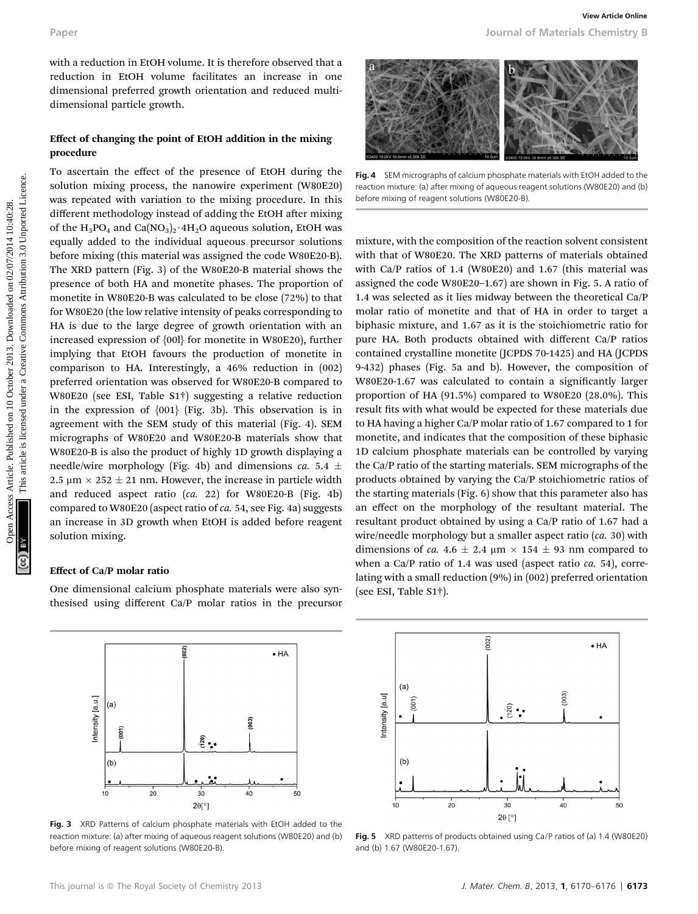with a reduction in EtOH volume. It is therefore observed that a reduction in EtOH volume facilitates an increase in one dimensional preferred growth orientation and reduced multi-dimensional particle growth.

### Effect of changing the point of EtOH addition in the mixing procedure

To ascertain the effect of the presence of EtOH during the solution mixing process, the nanowire experiment (W80E20) was repeated with variation to the mixing procedure. In this different methodology instead of adding the EtOH after mixing of the $H_3PO_4$ and $Ca(NO_3)_2 \cdot 4H_2O$ aqueous solution, EtOH was equally added to the individual aqueous precursor solutions before mixing (this material was assigned the code W80E20-B). The XRD pattern (Fig. 3) of the W80E20-B material shows the presence of both HA and monetite phases. The proportion of monetite in W80E20-B was calculated to be close (72%) to that for W80E20 (the low relative intensity of peaks corresponding to HA is due to the large degree of growth orientation with an increased expression of {00l} for monetite in W80E20), further implying that EtOH favours the production of monetite in comparison to HA. Interestingly, a 46% reduction in (002) preferred orientation was observed for W80E20-B compared to W80E20 (see ESI, Table S1†) suggesting a relative reduction in the expression of {001} (Fig. 3b). This observation is in agreement with the SEM study of this material (Fig. 4). SEM micrographs of W80E20 and W80E20-B materials show that W80E20-B is also the product of highly 1D growth displaying a needle/wire morphology (Fig. 4b) and dimensions *ca.* 5.4 ± 2.5 μm × 252 ± 21 nm. However, the increase in particle width and reduced aspect ratio (*ca.* 22) for W80E20-B (Fig. 4b) compared to W80E20 (aspect ratio of *ca.* 54, see Fig. 4a) suggests an increase in 3D growth when EtOH is added before reagent solution mixing.

Fig. 4 SEM micrographs of calcium phosphate materials with EtOH added to the reaction mixture: (a) after mixing of aqueous reagent solutions (W80E20) and (b) before mixing of reagent solutions (W80E20-B).

### Effect of Ca/P molar ratio

One dimensional calcium phosphate materials were also synthesised using different Ca/P molar ratios in the precursor mixture, with the composition of the reaction solvent consistent with that of W80E20. The XRD patterns of materials obtained with Ca/P ratios of 1.4 (W80E20) and 1.67 (this material was assigned the code W80E20–1.67) are shown in Fig. 5. A ratio of 1.4 was selected as it lies midway between the theoretical Ca/P molar ratio of monetite and that of HA in order to target a biphasic mixture, and 1.67 as it is the stoichiometric ratio for pure HA. Both products obtained with different Ca/P ratios contained crystalline monetite (JCPDS 70-1425) and HA (JCPDS 9-432) phases (Fig. 5a and b). However, the composition of W80E20-1.67 was calculated to contain a significantly larger proportion of HA (91.5%) compared to W80E20 (28.0%). This result fits with what would be expected for these materials due to HA having a higher Ca/P molar ratio of 1.67 compared to 1 for monetite, and indicates that the composition of these biphasic 1D calcium phosphate materials can be controlled by varying the Ca/P ratio of the starting materials. SEM micrographs of the products obtained by varying the Ca/P stoichiometric ratios of the starting materials (Fig. 6) show that this parameter also has an effect on the morphology of the resultant material. The resultant product obtained by using a Ca/P ratio of 1.67 had a wire/needle morphology but a smaller aspect ratio (*ca.* 30) with dimensions of *ca.* 4.6 ± 2.4 μm × 154 ± 93 nm compared to when a Ca/P ratio of 1.4 was used (aspect ratio *ca.* 54), correlating with a small reduction (9%) in (002) preferred orientation (see ESI, Table S1†).

Fig. 3 XRD Patterns of calcium phosphate materials with EtOH added to the reaction mixture: (a) after mixing of aqueous reagent solutions (W80E20) and (b) before mixing of reagent solutions (W80E20-B).

Fig. 5 XRD patterns of products obtained using Ca/P ratios of (a) 1.4 (W80E20) and (b) 1.67 (W80E20-1.67).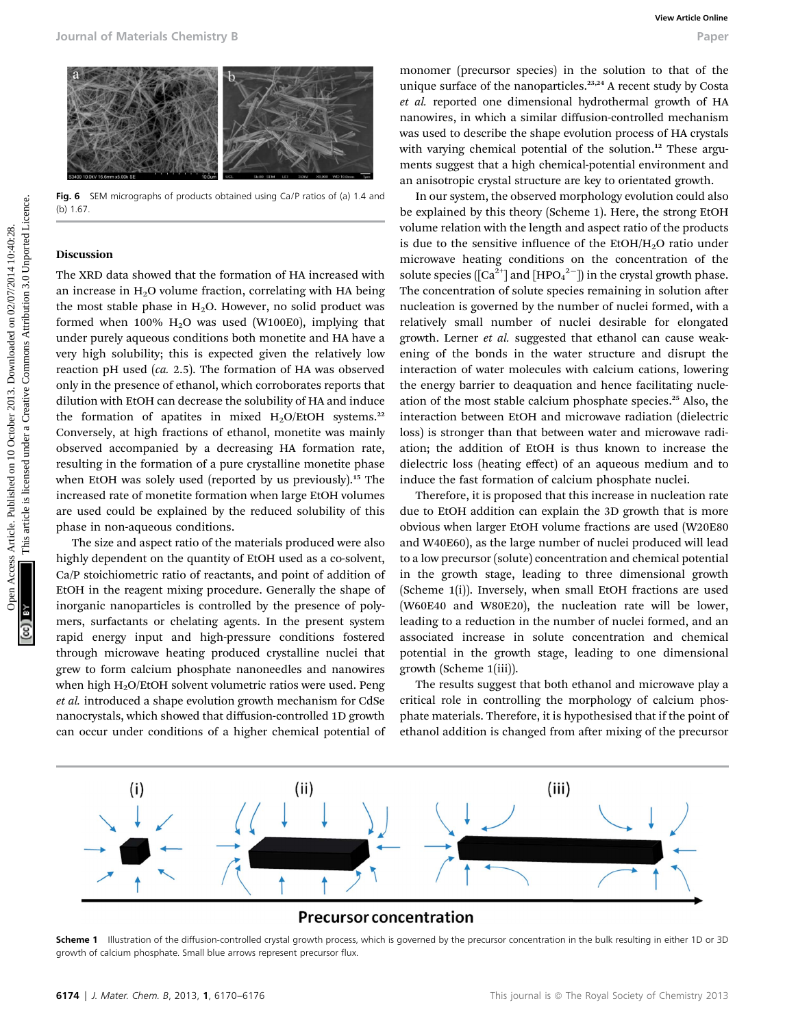Fig. 6 SEM micrographs of products obtained using Ca/P ratios of (a) 1.4 and (b) 1.67.

## Discussion

The XRD data showed that the formation of HA increased with an increase in $H_2O$ volume fraction, correlating with HA being the most stable phase in $H_2O$. However, no solid product was formed when 100% $H_2O$ was used (W100E0), implying that under purely aqueous conditions both monetite and HA have a very high solubility; this is expected given the relatively low reaction pH used (*ca.* 2.5). The formation of HA was observed only in the presence of ethanol, which corroborates reports that dilution with EtOH can decrease the solubility of HA and induce the formation of apatites in mixed $H_2O$/EtOH systems.[22] Conversely, at high fractions of ethanol, monetite was mainly observed accompanied by a decreasing HA formation rate, resulting in the formation of a pure crystalline monetite phase when EtOH was solely used (reported by us previously).[15] The increased rate of monetite formation when large EtOH volumes are used could be explained by the reduced solubility of this phase in non-aqueous conditions.

The size and aspect ratio of the materials produced were also highly dependent on the quantity of EtOH used as a co-solvent, Ca/P stoichiometric ratio of reactants, and point of addition of EtOH in the reagent mixing procedure. Generally the shape of inorganic nanoparticles is controlled by the presence of polymers, surfactants or chelating agents. In the present system rapid energy input and high-pressure conditions fostered through microwave heating produced crystalline nuclei that grew to form calcium phosphate nanoneedles and nanowires when high $H_2O$/EtOH solvent volumetric ratios were used. Peng *et al.* introduced a shape evolution growth mechanism for CdSe nanocrystals, which showed that diffusion-controlled 1D growth can occur under conditions of a higher chemical potential of monomer (precursor species) in the solution to that of the unique surface of the nanoparticles.[23,24] A recent study by Costa *et al.* reported one dimensional hydrothermal growth of HA nanowires, in which a similar diffusion-controlled mechanism was used to describe the shape evolution process of HA crystals with varying chemical potential of the solution.[12] These arguments suggest that a high chemical-potential environment and an anisotropic crystal structure are key to orientated growth.

In our system, the observed morphology evolution could also be explained by this theory (Scheme 1). Here, the strong EtOH volume relation with the length and aspect ratio of the products is due to the sensitive influence of the EtOH/$H_2O$ ratio under microwave heating conditions on the concentration of the solute species ($[Ca^{2+}]$ and $[HPO_4^{2-}]$) in the crystal growth phase. The concentration of solute species remaining in solution after nucleation is governed by the number of nuclei formed, with a relatively small number of nuclei desirable for elongated growth. Lerner *et al.* suggested that ethanol can cause weakening of the bonds in the water structure and disrupt the interaction of water molecules with calcium cations, lowering the energy barrier to deaquation and hence facilitating nucleation of the most stable calcium phosphate species.[25] Also, the interaction between EtOH and microwave radiation (dielectric loss) is stronger than that between water and microwave radiation; the addition of EtOH is thus known to increase the dielectric loss (heating effect) of an aqueous medium and to induce the fast formation of calcium phosphate nuclei.

Therefore, it is proposed that this increase in nucleation rate due to EtOH addition can explain the 3D growth that is more obvious when larger EtOH volume fractions are used (W20E80 and W40E60), as the large number of nuclei produced will lead to a low precursor (solute) concentration and chemical potential in the growth stage, leading to three dimensional growth (Scheme 1(i)). Inversely, when small EtOH fractions are used (W60E40 and W80E20), the nucleation rate will be lower, leading to a reduction in the number of nuclei formed, and an associated increase in solute concentration and chemical potential in the growth stage, leading to one dimensional growth (Scheme 1(iii)).

The results suggest that both ethanol and microwave play a critical role in controlling the morphology of calcium phosphate materials. Therefore, it is hypothesised that if the point of ethanol addition is changed from after mixing of the precursor

Scheme 1 Illustration of the diffusion-controlled crystal growth process, which is governed by the precursor concentration in the bulk resulting in either 1D or 3D growth of calcium phosphate. Small blue arrows represent precursor flux.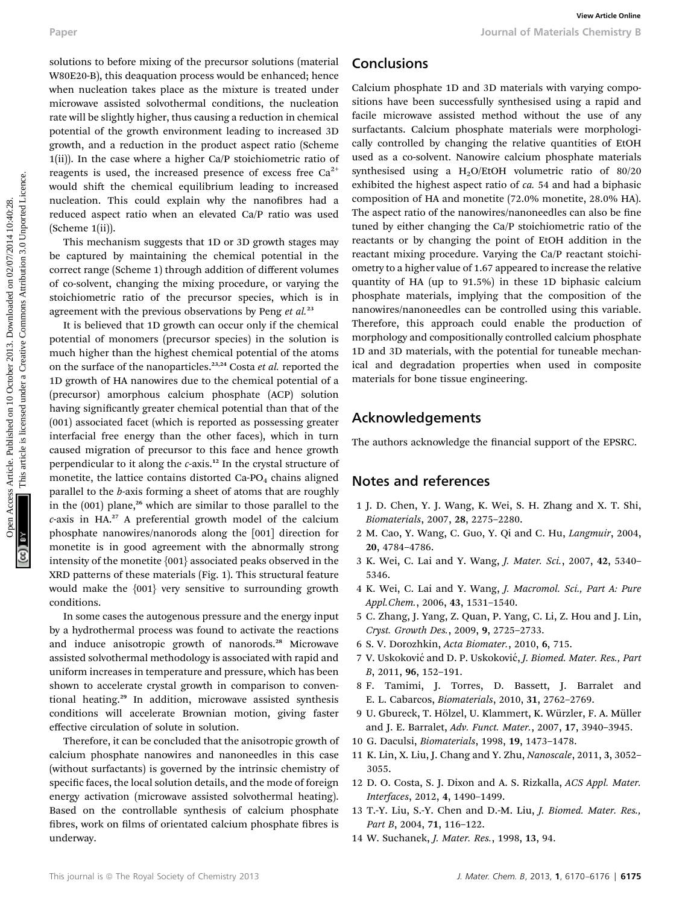solutions to before mixing of the precursor solutions (material W80E20-B), this deaquation process would be enhanced; hence when nucleation takes place as the mixture is treated under microwave assisted solvothermal conditions, the nucleation rate will be slightly higher, thus causing a reduction in chemical potential of the growth environment leading to increased 3D growth, and a reduction in the product aspect ratio (Scheme 1(ii)). In the case where a higher Ca/P stoichiometric ratio of reagents is used, the increased presence of excess free $Ca^{2+}$ would shift the chemical equilibrium leading to increased nucleation. This could explain why the nanofibres had a reduced aspect ratio when an elevated Ca/P ratio was used (Scheme 1(ii)).

This mechanism suggests that 1D or 3D growth stages may be captured by maintaining the chemical potential in the correct range (Scheme 1) through addition of different volumes of co-solvent, changing the mixing procedure, or varying the stoichiometric ratio of the precursor species, which is in agreement with the previous observations by Peng *et al.*[23]

It is believed that 1D growth can occur only if the chemical potential of monomers (precursor species) in the solution is much higher than the highest chemical potential of the atoms on the surface of the nanoparticles.[23,24] Costa *et al.* reported the 1D growth of HA nanowires due to the chemical potential of a (precursor) amorphous calcium phosphate (ACP) solution having significantly greater chemical potential than that of the (001) associated facet (which is reported as possessing greater interfacial free energy than the other faces), which in turn caused migration of precursor to this face and hence growth perpendicular to it along the *c*-axis.[12] In the crystal structure of monetite, the lattice contains distorted Ca-$PO_4$ chains aligned parallel to the *b*-axis forming a sheet of atoms that are roughly in the (001) plane,[26] which are similar to those parallel to the *c*-axis in HA.[27] A preferential growth model of the calcium phosphate nanowires/nanorods along the [001] direction for monetite is in good agreement with the abnormally strong intensity of the monetite {001} associated peaks observed in the XRD patterns of these materials (Fig. 1). This structural feature would make the {001} very sensitive to surrounding growth conditions.

In some cases the autogenous pressure and the energy input by a hydrothermal process was found to activate the reactions and induce anisotropic growth of nanorods.[28] Microwave assisted solvothermal methodology is associated with rapid and uniform increases in temperature and pressure, which has been shown to accelerate crystal growth in comparison to conventional heating.[29] In addition, microwave assisted synthesis conditions will accelerate Brownian motion, giving faster effective circulation of solute in solution.

Therefore, it can be concluded that the anisotropic growth of calcium phosphate nanowires and nanoneedles in this case (without surfactants) is governed by the intrinsic chemistry of specific faces, the local solution details, and the mode of foreign energy activation (microwave assisted solvothermal heating). Based on the controllable synthesis of calcium phosphate fibres, work on films of orientated calcium phosphate fibres is underway.

## Conclusions

Calcium phosphate 1D and 3D materials with varying compositions have been successfully synthesised using a rapid and facile microwave assisted method without the use of any surfactants. Calcium phosphate materials were morphologically controlled by changing the relative quantities of EtOH used as a co-solvent. Nanowire calcium phosphate materials synthesised using a $H_2O$/EtOH volumetric ratio of 80/20 exhibited the highest aspect ratio of *ca.* 54 and had a biphasic composition of HA and monetite (72.0% monetite, 28.0% HA). The aspect ratio of the nanowires/nanoneedles can also be fine tuned by either changing the Ca/P stoichiometric ratio of the reactants or by changing the point of EtOH addition in the reactant mixing procedure. Varying the Ca/P reactant stoichiometry to a higher value of 1.67 appeared to increase the relative quantity of HA (up to 91.5%) in these 1D biphasic calcium phosphate materials, implying that the composition of the nanowires/nanoneedles can be controlled using this variable. Therefore, this approach could enable the production of morphology and compositionally controlled calcium phosphate 1D and 3D materials, with the potential for tuneable mechanical and degradation properties when used in composite materials for bone tissue engineering.

## Acknowledgements

The authors acknowledge the financial support of the EPSRC.

## Notes and references

1 J. D. Chen, Y. J. Wang, K. Wei, S. H. Zhang and X. T. Shi, *Biomaterials*, 2007, **28**, 2275–2280.

2 M. Cao, Y. Wang, C. Guo, Y. Qi and C. Hu, *Langmuir*, 2004, **20**, 4784–4786.

3 K. Wei, C. Lai and Y. Wang, *J. Mater. Sci.*, 2007, **42**, 5340–5346.

4 K. Wei, C. Lai and Y. Wang, *J. Macromol. Sci., Part A: Pure Appl.Chem.*, 2006, **43**, 1531–1540.

5 C. Zhang, J. Yang, Z. Quan, P. Yang, C. Li, Z. Hou and J. Lin, *Cryst. Growth Des.*, 2009, **9**, 2725–2733.

6 S. V. Dorozhkin, *Acta Biomater.*, 2010, **6**, 715.

7 V. Usković and D. P. Usković, *J. Biomed. Mater. Res., Part B*, 2011, **96**, 152–191.

8 F. Tamimi, J. Torres, D. Bassett, J. Barralet and E. L. Cabarcos, *Biomaterials*, 2010, **31**, 2762–2769.

9 U. Gbureck, T. Hölzel, U. Klammert, K. Würzler, F. A. Müller and J. E. Barralet, *Adv. Funct. Mater.*, 2007, **17**, 3940–3945.

10 G. Daculsi, *Biomaterials*, 1998, **19**, 1473–1478.

11 K. Lin, X. Liu, J. Chang and Y. Zhu, *Nanoscale*, 2011, **3**, 3052–3055.

12 D. O. Costa, S. J. Dixon and A. S. Rizkalla, *ACS Appl. Mater. Interfaces*, 2012, **4**, 1490–1499.

13 T.-Y. Liu, S.-Y. Chen and D.-M. Liu, *J. Biomed. Mater. Res., Part B*, 2004, **71**, 116–122.

14 W. Suchanek, *J. Mater. Res.*, 1998, **13**, 94.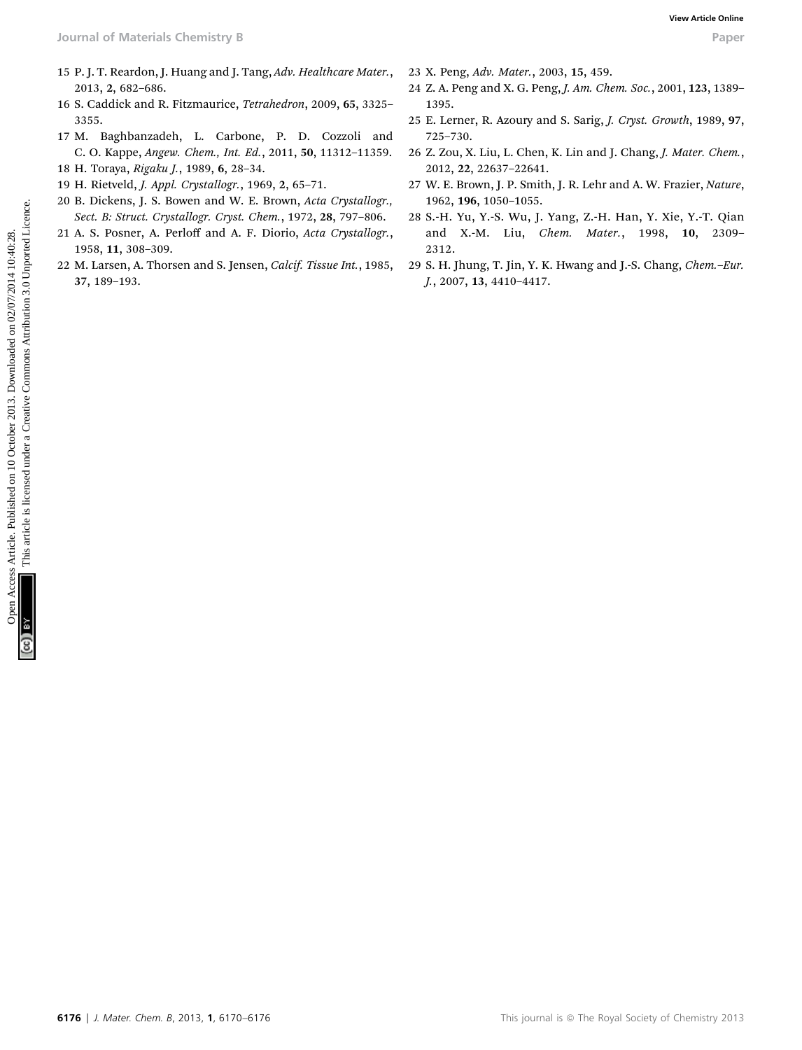15 P. J. T. Reardon, J. Huang and J. Tang, *Adv. Healthcare Mater.*, 2013, **2**, 682–686.

16 S. Caddick and R. Fitzmaurice, *Tetrahedron*, 2009, **65**, 3325–3355.

17 M. Baghbanzadeh, L. Carbone, P. D. Cozzoli and C. O. Kappe, *Angew. Chem., Int. Ed.*, 2011, **50**, 11312–11359.

18 H. Toraya, *Rigaku J.*, 1989, **6**, 28–34.

19 H. Rietveld, *J. Appl. Crystallogr.*, 1969, **2**, 65–71.

20 B. Dickens, J. S. Bowen and W. E. Brown, *Acta Crystallogr., Sect. B: Struct. Crystallogr. Cryst. Chem.*, 1972, **28**, 797–806.

21 A. S. Posner, A. Perloff and A. F. Diorio, *Acta Crystallogr.*, 1958, **11**, 308–309.

22 M. Larsen, A. Thorsen and S. Jensen, *Calcif. Tissue Int.*, 1985, **37**, 189–193.

23 X. Peng, *Adv. Mater.*, 2003, **15**, 459.

24 Z. A. Peng and X. G. Peng, *J. Am. Chem. Soc.*, 2001, **123**, 1389–1395.

25 E. Lerner, R. Azoury and S. Sarig, *J. Cryst. Growth*, 1989, **97**, 725–730.

26 Z. Zou, X. Liu, L. Chen, K. Lin and J. Chang, *J. Mater. Chem.*, 2012, **22**, 22637–22641.

27 W. E. Brown, J. P. Smith, J. R. Lehr and A. W. Frazier, *Nature*, 1962, **196**, 1050–1055.

28 S.-H. Yu, Y.-S. Wu, J. Yang, Z.-H. Han, Y. Xie, Y.-T. Qian and X.-M. Liu, *Chem. Mater.*, 1998, **10**, 2309–2312.

29 S. H. Jhung, T. Jin, Y. K. Hwang and J.-S. Chang, *Chem.–Eur. J.*, 2007, **13**, 4410–4417.